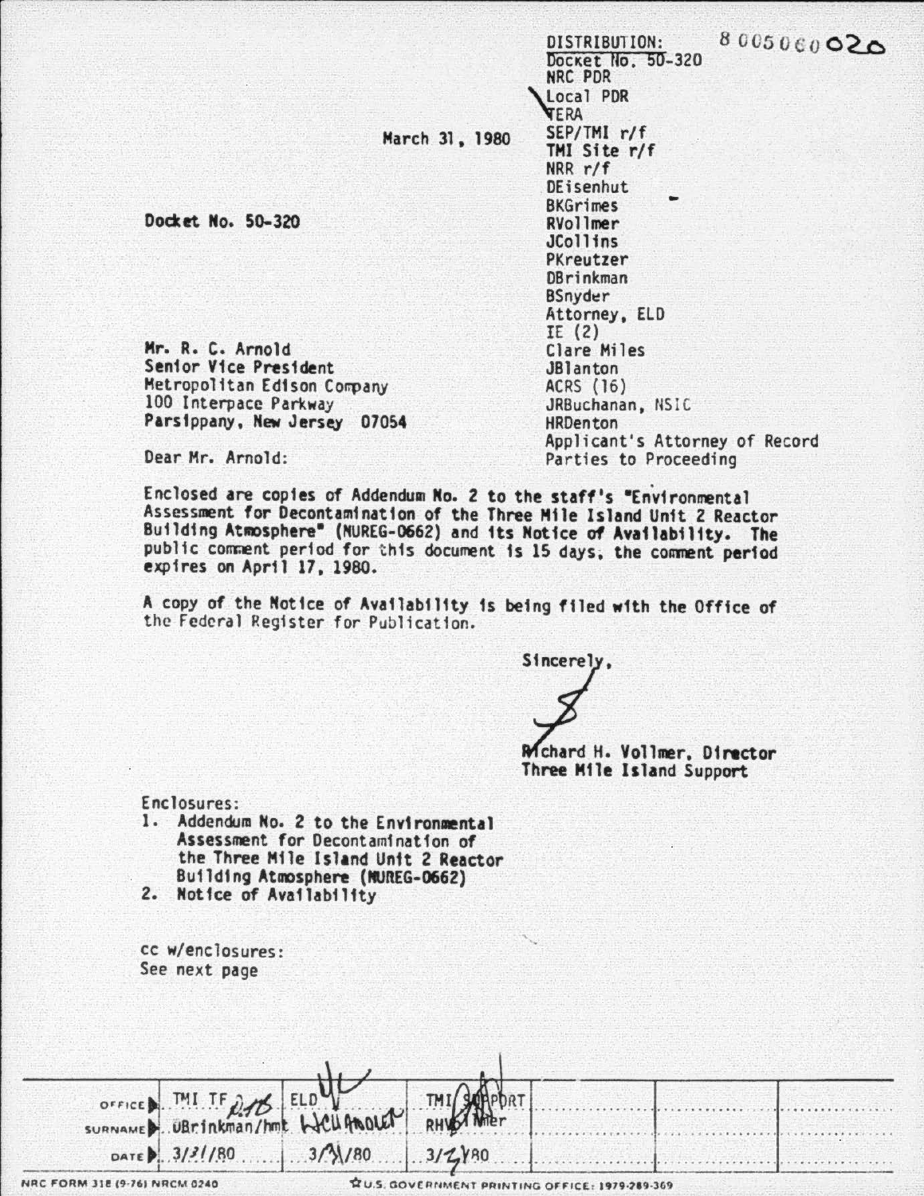8005060020

DISTRIBUTION:
Docket No. 50-320
NRC PDR
Local PDR
TERA
SEP/TMI r/f
TMI Site r/f
NRR r/f
DEisenhut
BKGrimes
RVollmer
JCollins
PKreutzer
DBrinkman
BSnyder
Attorney, ELD
IE (2)
Clare Miles
JBlanton
ACRS (16)
JRBuchanan, NSIC
HRDenton
Applicant's Attorney of Record
Parties to Proceeding

March 31, 1980

**Docket No. 50-320**

Mr. R. C. Arnold
Senior Vice President
Metropolitan Edison Company
100 Interpace Parkway
Parsippany, New Jersey 07054

Dear Mr. Arnold:

Enclosed are copies of Addendum No. 2 to the staff's "Environmental Assessment for Decontamination of the Three Mile Island Unit 2 Reactor Building Atmosphere" (NUREG-0662) and its Notice of Availability. The public comment period for this document is 15 days, the comment period expires on April 17, 1980.

A copy of the Notice of Availability is being filed with the Office of the Federal Register for Publication.

Sincerely,

Richard H. Vollmer, Director
Three Mile Island Support

Enclosures:
1. Addendum No. 2 to the Environmental Assessment for Decontamination of the Three Mile Island Unit 2 Reactor Building Atmosphere (NUREG-0662)
2. Notice of Availability

cc w/enclosures:
See next page

| OFFICE | TMI TF | ELD | TMI SUPPORT | | | |
|---|---|---|---|---|---|---|
| SURNAME | DBrinkman/hmt | | RHVollmer | | | |
| DATE | 3/31/80 | 3/31/80 | 3/31/80 | | | |

NRC FORM 318 (9-76) NRCM 0240 — U.S. GOVERNMENT PRINTING OFFICE: 1979-289-369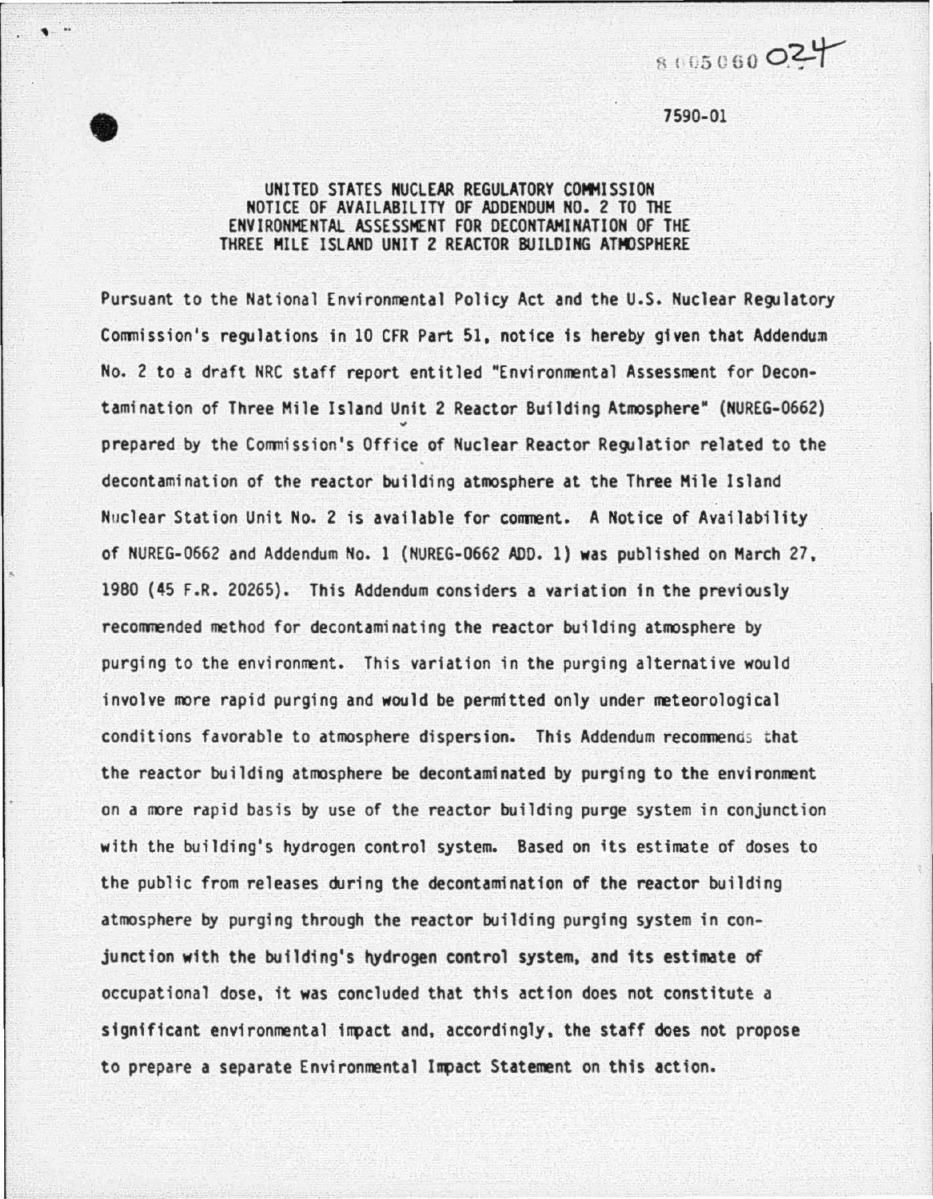8005060024

7590-01

# UNITED STATES NUCLEAR REGULATORY COMMISSION NOTICE OF AVAILABILITY OF ADDENDUM NO. 2 TO THE ENVIRONMENTAL ASSESSMENT FOR DECONTAMINATION OF THE THREE MILE ISLAND UNIT 2 REACTOR BUILDING ATMOSPHERE

Pursuant to the National Environmental Policy Act and the U.S. Nuclear Regulatory Commission's regulations in 10 CFR Part 51, notice is hereby given that Addendum No. 2 to a draft NRC staff report entitled "Environmental Assessment for Decontamination of Three Mile Island Unit 2 Reactor Building Atmosphere" (NUREG-0662) prepared by the Commission's Office of Nuclear Reactor Regulation related to the decontamination of the reactor building atmosphere at the Three Mile Island Nuclear Station Unit No. 2 is available for comment. A Notice of Availability of NUREG-0662 and Addendum No. 1 (NUREG-0662 ADD. 1) was published on March 27, 1980 (45 F.R. 20265). This Addendum considers a variation in the previously recommended method for decontaminating the reactor building atmosphere by purging to the environment. This variation in the purging alternative would involve more rapid purging and would be permitted only under meteorological conditions favorable to atmosphere dispersion. This Addendum recommends that the reactor building atmosphere be decontaminated by purging to the environment on a more rapid basis by use of the reactor building purge system in conjunction with the building's hydrogen control system. Based on its estimate of doses to the public from releases during the decontamination of the reactor building atmosphere by purging through the reactor building purging system in conjunction with the building's hydrogen control system, and its estimate of occupational dose, it was concluded that this action does not constitute a significant environmental impact and, accordingly, the staff does not propose to prepare a separate Environmental Impact Statement on this action.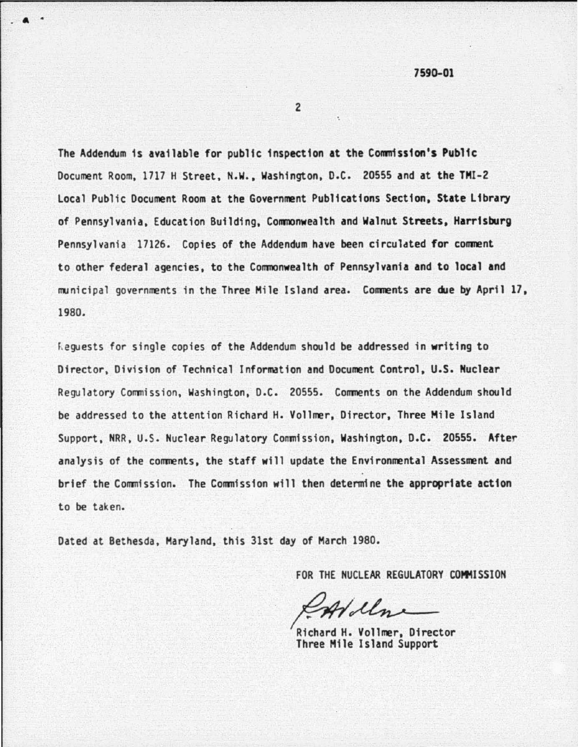7590-01

The Addendum is available for public inspection at the Commission's Public Document Room, 1717 H Street, N.W., Washington, D.C. 20555 and at the TMI-2 Local Public Document Room at the Government Publications Section, State Library of Pennsylvania, Education Building, Commonwealth and Walnut Streets, Harrisburg Pennsylvania 17126. Copies of the Addendum have been circulated for comment to other federal agencies, to the Commonwealth of Pennsylvania and to local and municipal governments in the Three Mile Island area. Comments are due by April 17, 1980.

Requests for single copies of the Addendum should be addressed in writing to Director, Division of Technical Information and Document Control, U.S. Nuclear Regulatory Commission, Washington, D.C. 20555. Comments on the Addendum should be addressed to the attention Richard H. Vollmer, Director, Three Mile Island Support, NRR, U.S. Nuclear Regulatory Commission, Washington, D.C. 20555. After analysis of the comments, the staff will update the Environmental Assessment and brief the Commission. The Commission will then determine the appropriate action to be taken.

Dated at Bethesda, Maryland, this 31st day of March 1980.

FOR THE NUCLEAR REGULATORY COMMISSION

Richard H. Vollmer, Director
Three Mile Island Support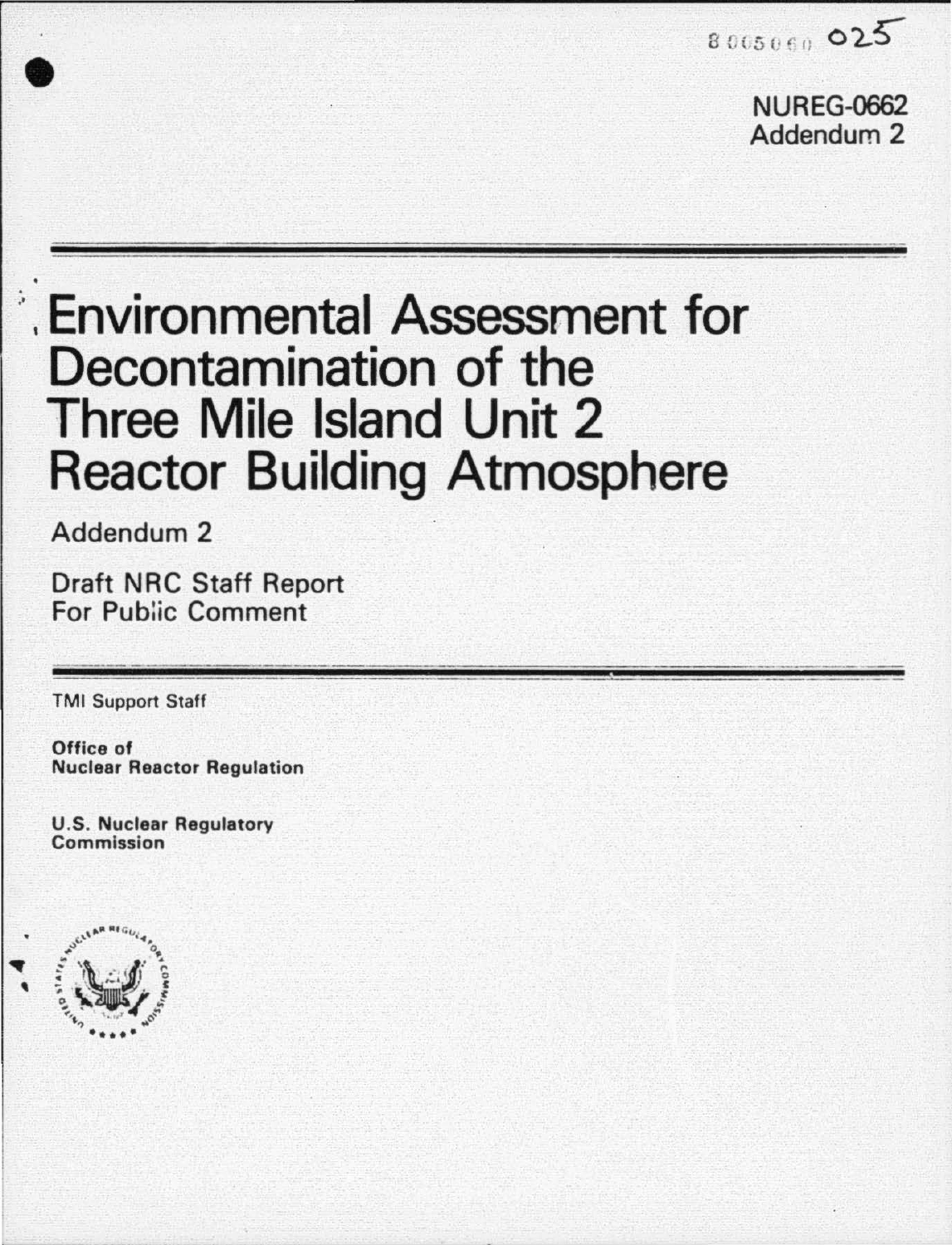8005060 025

NUREG-0662
Addendum 2

# Environmental Assessment for Decontamination of the Three Mile Island Unit 2 Reactor Building Atmosphere

Addendum 2

Draft NRC Staff Report
For Public Comment

TMI Support Staff

**Office of Nuclear Reactor Regulation**

**U.S. Nuclear Regulatory Commission**